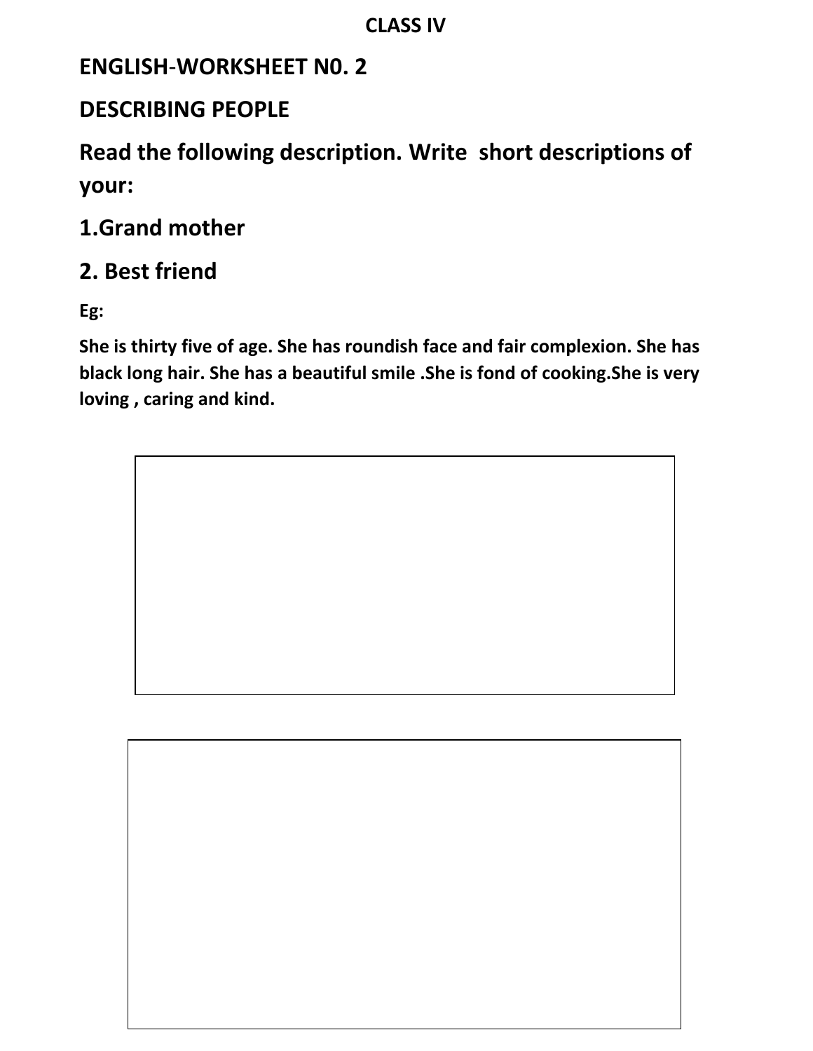**CLASS IV**

## ENGLISH-WORKSHEET N0. 2

## DESCRIBING PEOPLE

## Read the following description. Write short descriptions of your:

## 1.Grand mother

## 2. Best friend

**Eg:**

**She is thirty five of age. She has roundish face and fair complexion. She has black long hair. She has a beautiful smile .She is fond of cooking.She is very loving , caring and kind.**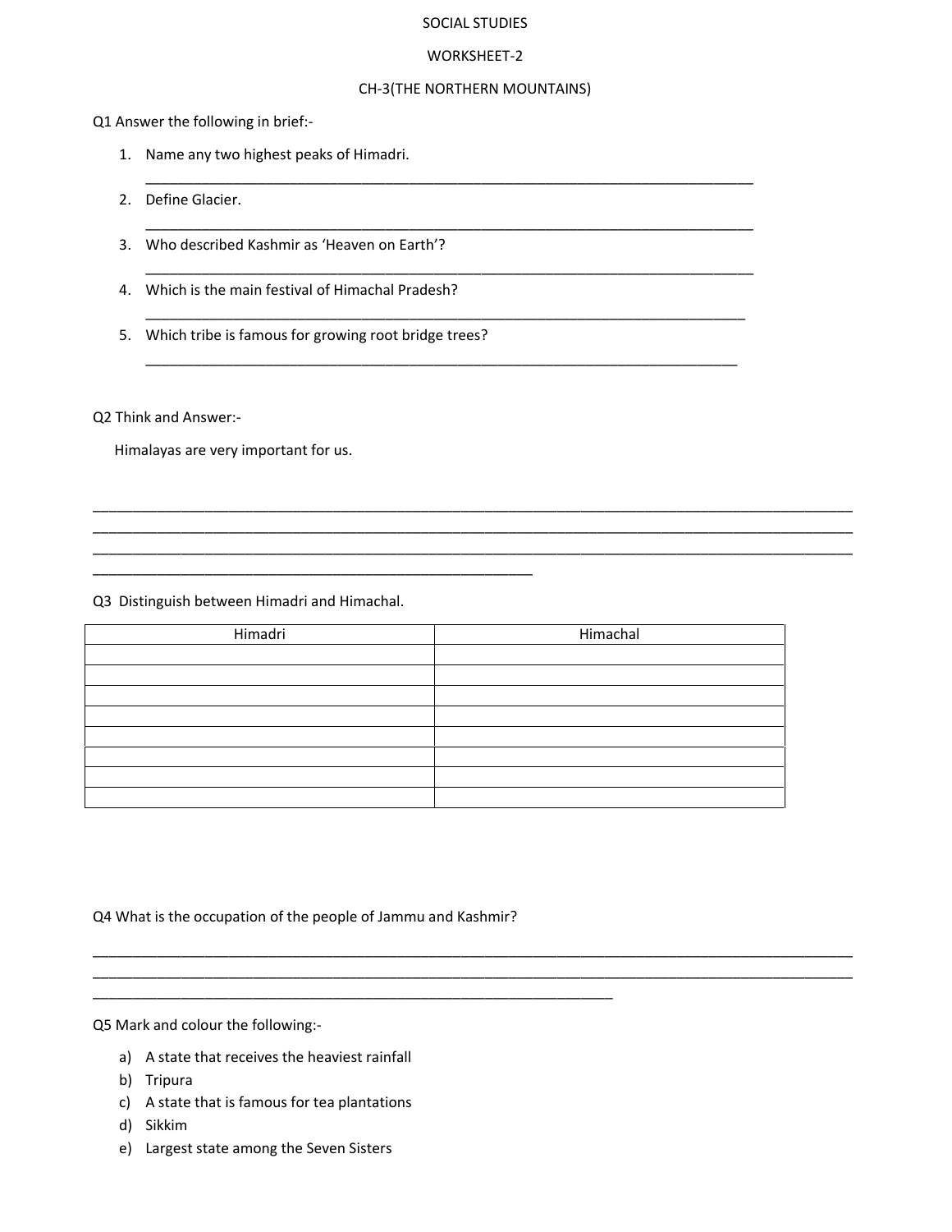SOCIAL STUDIES

WORKSHEET-2

CH-3(THE NORTHERN MOUNTAINS)

Q1 Answer the following in brief:-

1. Name any two highest peaks of Himadri.

   ______________________________________________________________________________

2. Define Glacier.

   ______________________________________________________________________________

3. Who described Kashmir as 'Heaven on Earth'?

   ______________________________________________________________________________

4. Which is the main festival of Himachal Pradesh?

   ______________________________________________________________________________

5. Which tribe is famous for growing root bridge trees?

   ______________________________________________________________________________

Q2 Think and Answer:-

Himalayas are very important for us.

______________________________________________________________________________________________

______________________________________________________________________________________________

______________________________________________________________________________________________

________________________________________________________

Q3 Distinguish between Himadri and Himachal.

| Himadri | Himachal |
|---|---|
| | |
| | |
| | |
| | |
| | |
| | |
| | |
| | |

Q4 What is the occupation of the people of Jammu and Kashmir?

______________________________________________________________________________________________

______________________________________________________________________________________________

__________________________________________________________________

Q5 Mark and colour the following:-

a) A state that receives the heaviest rainfall
b) Tripura
c) A state that is famous for tea plantations
d) Sikkim
e) Largest state among the Seven Sisters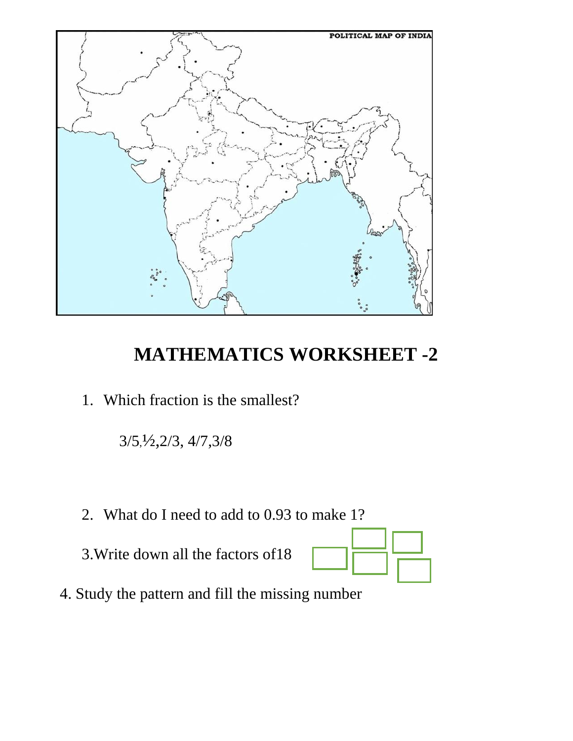POLITICAL MAP OF INDIA

# MATHEMATICS WORKSHEET -2

1. Which fraction is the smallest?

   3/5,½,2/3, 4/7,3/8

2. What do I need to add to 0.93 to make 1?

3.Write down all the factors of18

4. Study the pattern and fill the missing number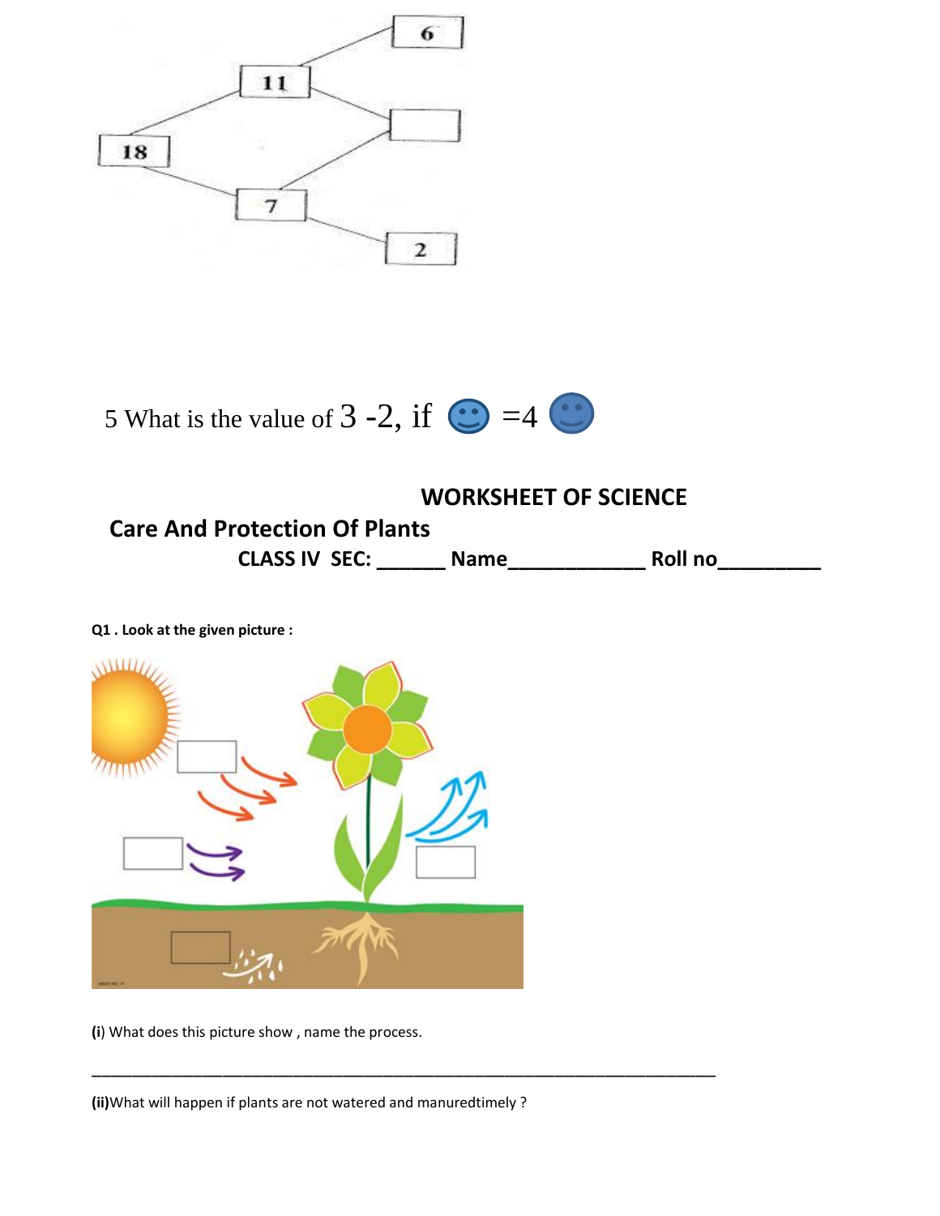5 What is the value of 3 -2, if 🙂 =4 🙂

## WORKSHEET OF SCIENCE

## Care And Protection Of Plants

**CLASS IV SEC: ______ Name____________ Roll no_________**

**Q1 . Look at the given picture :**

**(i**) What does this picture show , name the process.

_______________________________________________________________________

**(ii)**What will happen if plants are not watered and manuredtimely ?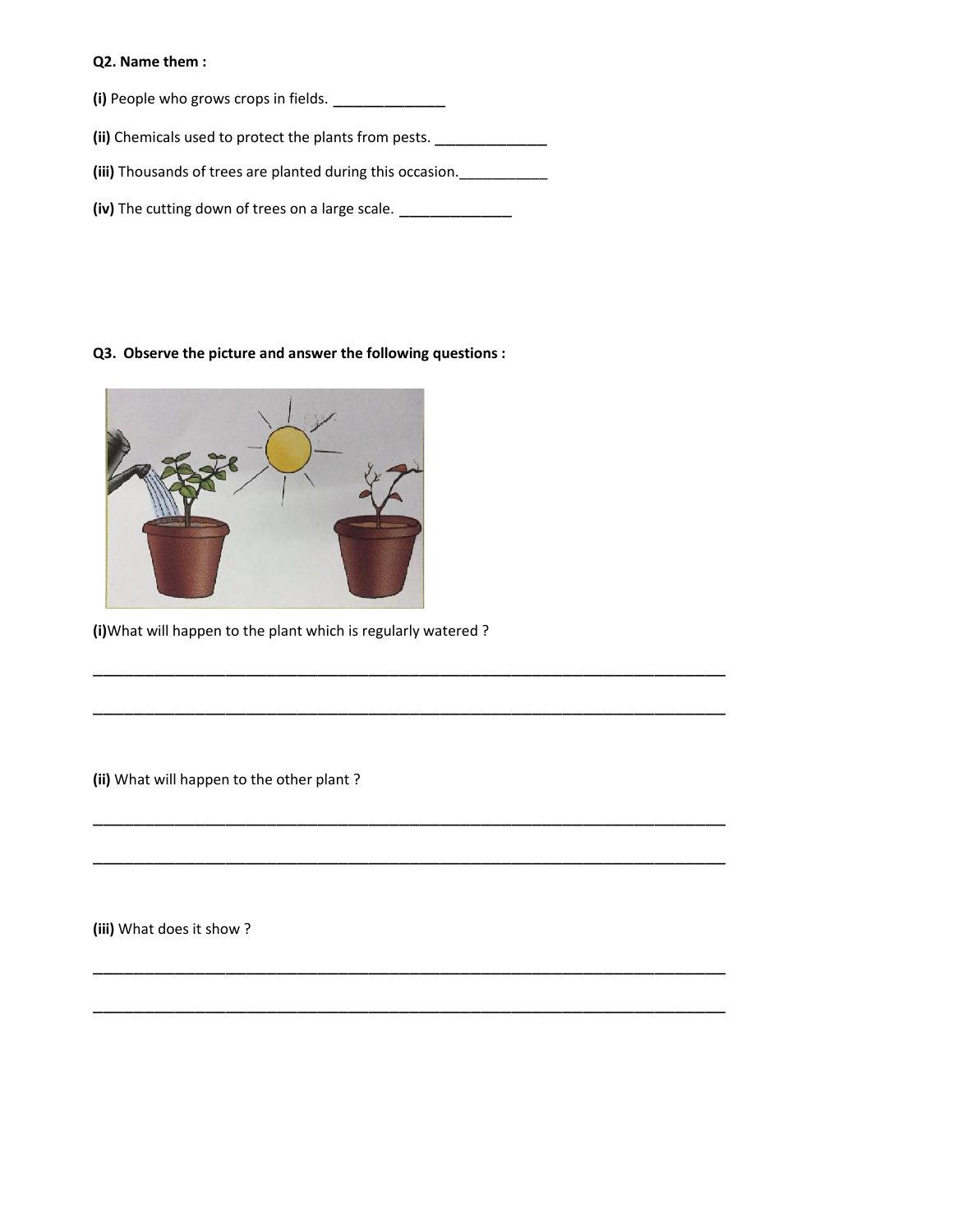**Q2. Name them :**

**(i)** People who grows crops in fields. ______________

**(ii)** Chemicals used to protect the plants from pests. ______________

**(iii)** Thousands of trees are planted during this occasion.___________

**(iv)** The cutting down of trees on a large scale. ______________

**Q3. Observe the picture and answer the following questions :**

**(i)**What will happen to the plant which is regularly watered ?

________________________________________________________________________________

________________________________________________________________________________

**(ii)** What will happen to the other plant ?

________________________________________________________________________________

________________________________________________________________________________

**(iii)** What does it show ?

________________________________________________________________________________

________________________________________________________________________________